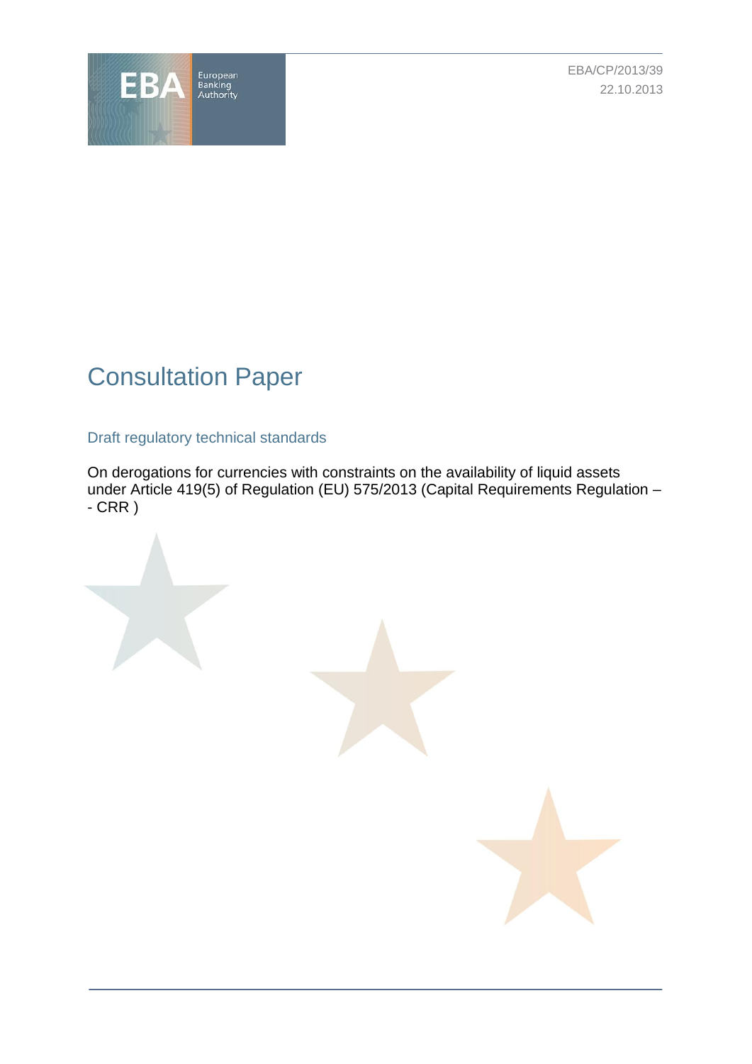EBA/CP/2013/39

22.10.2013

# Consultation Paper

## Draft regulatory technical standards

On derogations for currencies with constraints on the availability of liquid assets under Article 419(5) of Regulation (EU) 575/2013 (Capital Requirements Regulation – - CRR )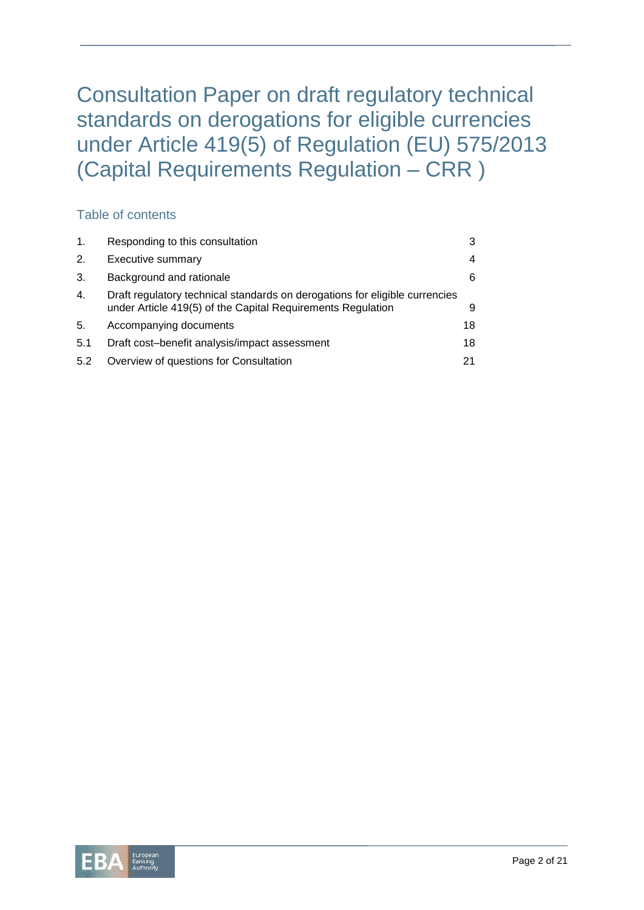# Consultation Paper on draft regulatory technical standards on derogations for eligible currencies under Article 419(5) of Regulation (EU) 575/2013 (Capital Requirements Regulation – CRR )

## Table of contents

| | | |
|---|---|---|
| 1. | Responding to this consultation | 3 |
| 2. | Executive summary | 4 |
| 3. | Background and rationale | 6 |
| 4. | Draft regulatory technical standards on derogations for eligible currencies under Article 419(5) of the Capital Requirements Regulation | 9 |
| 5. | Accompanying documents | 18 |
| 5.1 | Draft cost–benefit analysis/impact assessment | 18 |
| 5.2 | Overview of questions for Consultation | 21 |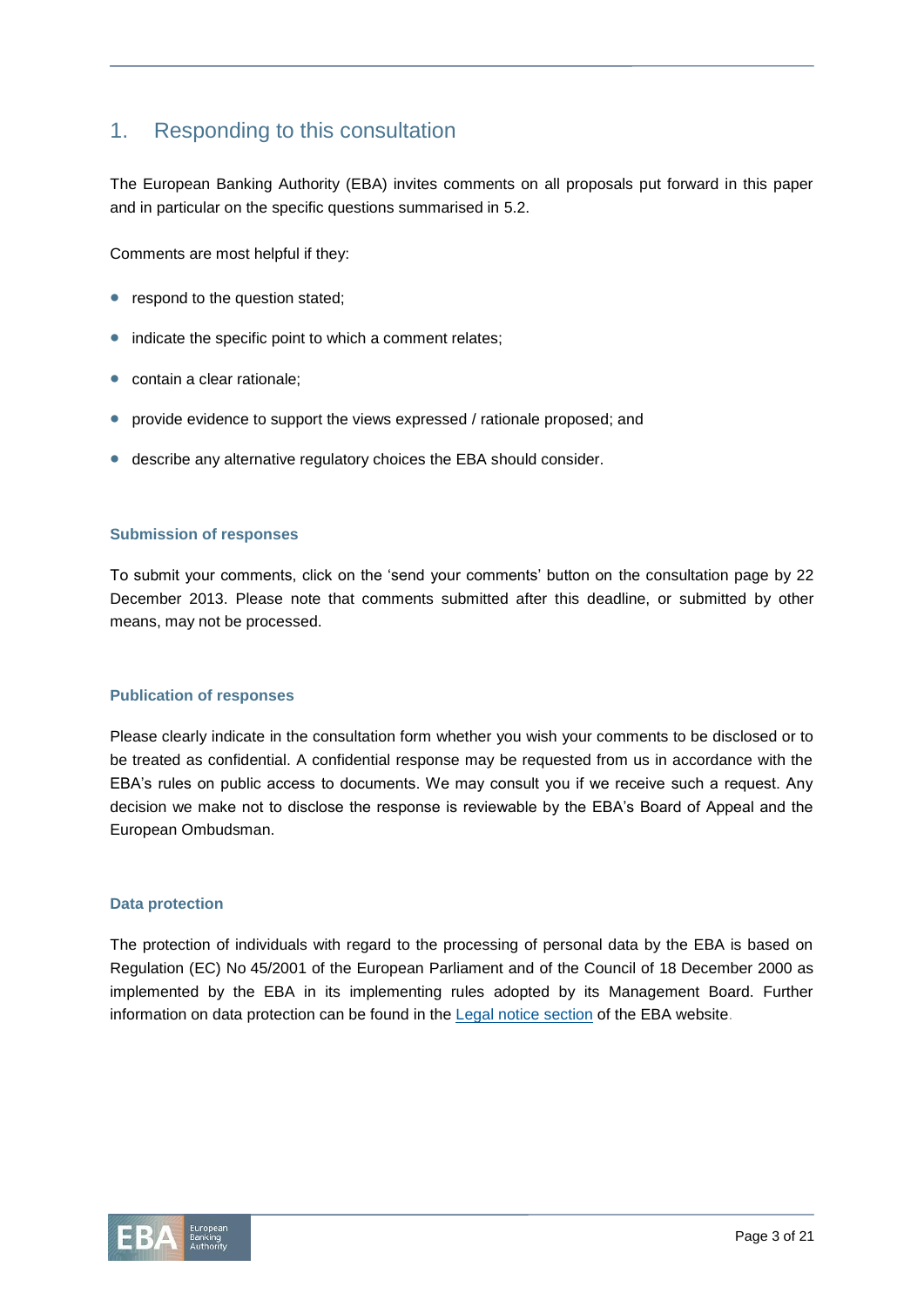# 1. Responding to this consultation

The European Banking Authority (EBA) invites comments on all proposals put forward in this paper and in particular on the specific questions summarised in 5.2.

Comments are most helpful if they:

- respond to the question stated;
- indicate the specific point to which a comment relates;
- contain a clear rationale;
- provide evidence to support the views expressed / rationale proposed; and
- describe any alternative regulatory choices the EBA should consider.

### Submission of responses

To submit your comments, click on the 'send your comments' button on the consultation page by 22 December 2013. Please note that comments submitted after this deadline, or submitted by other means, may not be processed.

### Publication of responses

Please clearly indicate in the consultation form whether you wish your comments to be disclosed or to be treated as confidential. A confidential response may be requested from us in accordance with the EBA's rules on public access to documents. We may consult you if we receive such a request. Any decision we make not to disclose the response is reviewable by the EBA's Board of Appeal and the European Ombudsman.

### Data protection

The protection of individuals with regard to the processing of personal data by the EBA is based on Regulation (EC) No 45/2001 of the European Parliament and of the Council of 18 December 2000 as implemented by the EBA in its implementing rules adopted by its Management Board. Further information on data protection can be found in the Legal notice section of the EBA website.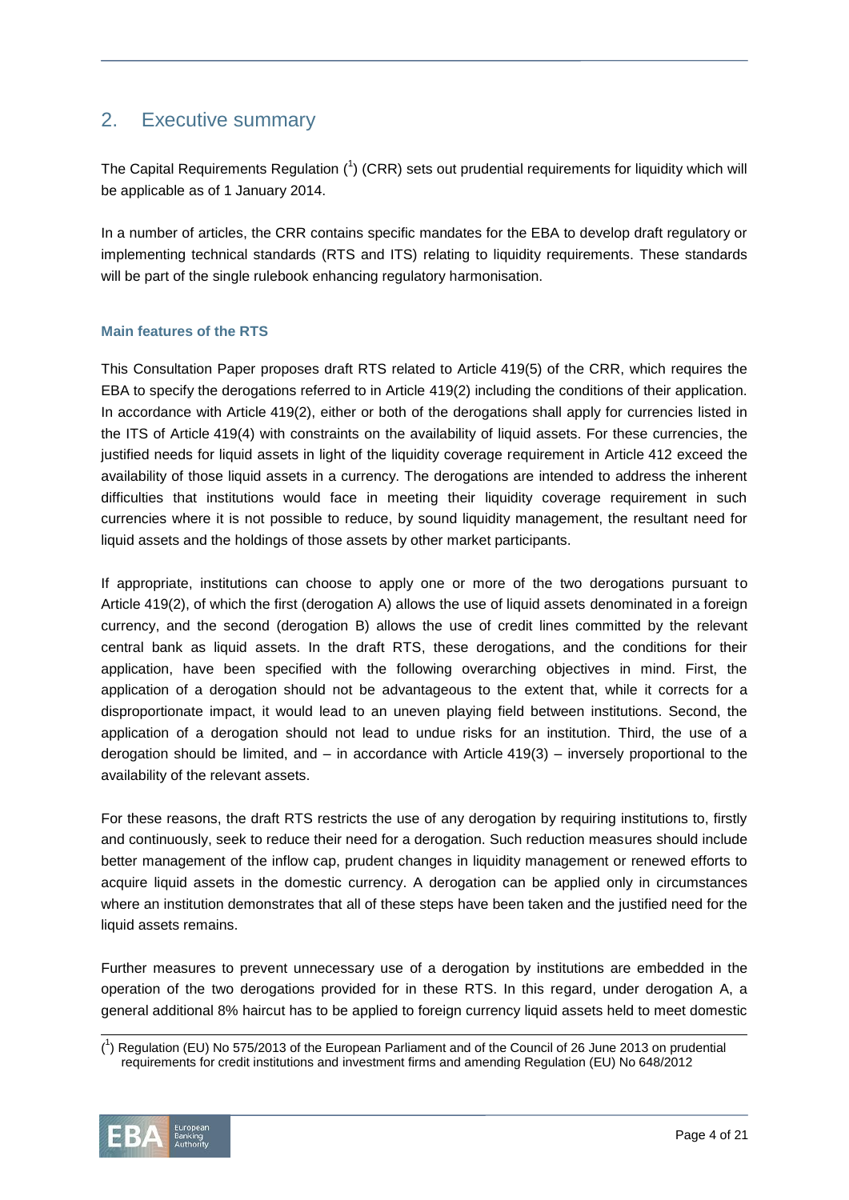## 2. Executive summary

The Capital Requirements Regulation ([1]) (CRR) sets out prudential requirements for liquidity which will be applicable as of 1 January 2014.

In a number of articles, the CRR contains specific mandates for the EBA to develop draft regulatory or implementing technical standards (RTS and ITS) relating to liquidity requirements. These standards will be part of the single rulebook enhancing regulatory harmonisation.

### Main features of the RTS

This Consultation Paper proposes draft RTS related to Article 419(5) of the CRR, which requires the EBA to specify the derogations referred to in Article 419(2) including the conditions of their application. In accordance with Article 419(2), either or both of the derogations shall apply for currencies listed in the ITS of Article 419(4) with constraints on the availability of liquid assets. For these currencies, the justified needs for liquid assets in light of the liquidity coverage requirement in Article 412 exceed the availability of those liquid assets in a currency. The derogations are intended to address the inherent difficulties that institutions would face in meeting their liquidity coverage requirement in such currencies where it is not possible to reduce, by sound liquidity management, the resultant need for liquid assets and the holdings of those assets by other market participants.

If appropriate, institutions can choose to apply one or more of the two derogations pursuant to Article 419(2), of which the first (derogation A) allows the use of liquid assets denominated in a foreign currency, and the second (derogation B) allows the use of credit lines committed by the relevant central bank as liquid assets. In the draft RTS, these derogations, and the conditions for their application, have been specified with the following overarching objectives in mind. First, the application of a derogation should not be advantageous to the extent that, while it corrects for a disproportionate impact, it would lead to an uneven playing field between institutions. Second, the application of a derogation should not lead to undue risks for an institution. Third, the use of a derogation should be limited, and – in accordance with Article 419(3) – inversely proportional to the availability of the relevant assets.

For these reasons, the draft RTS restricts the use of any derogation by requiring institutions to, firstly and continuously, seek to reduce their need for a derogation. Such reduction measures should include better management of the inflow cap, prudent changes in liquidity management or renewed efforts to acquire liquid assets in the domestic currency. A derogation can be applied only in circumstances where an institution demonstrates that all of these steps have been taken and the justified need for the liquid assets remains.

Further measures to prevent unnecessary use of a derogation by institutions are embedded in the operation of the two derogations provided for in these RTS. In this regard, under derogation A, a general additional 8% haircut has to be applied to foreign currency liquid assets held to meet domestic

---

([1]) Regulation (EU) No 575/2013 of the European Parliament and of the Council of 26 June 2013 on prudential requirements for credit institutions and investment firms and amending Regulation (EU) No 648/2012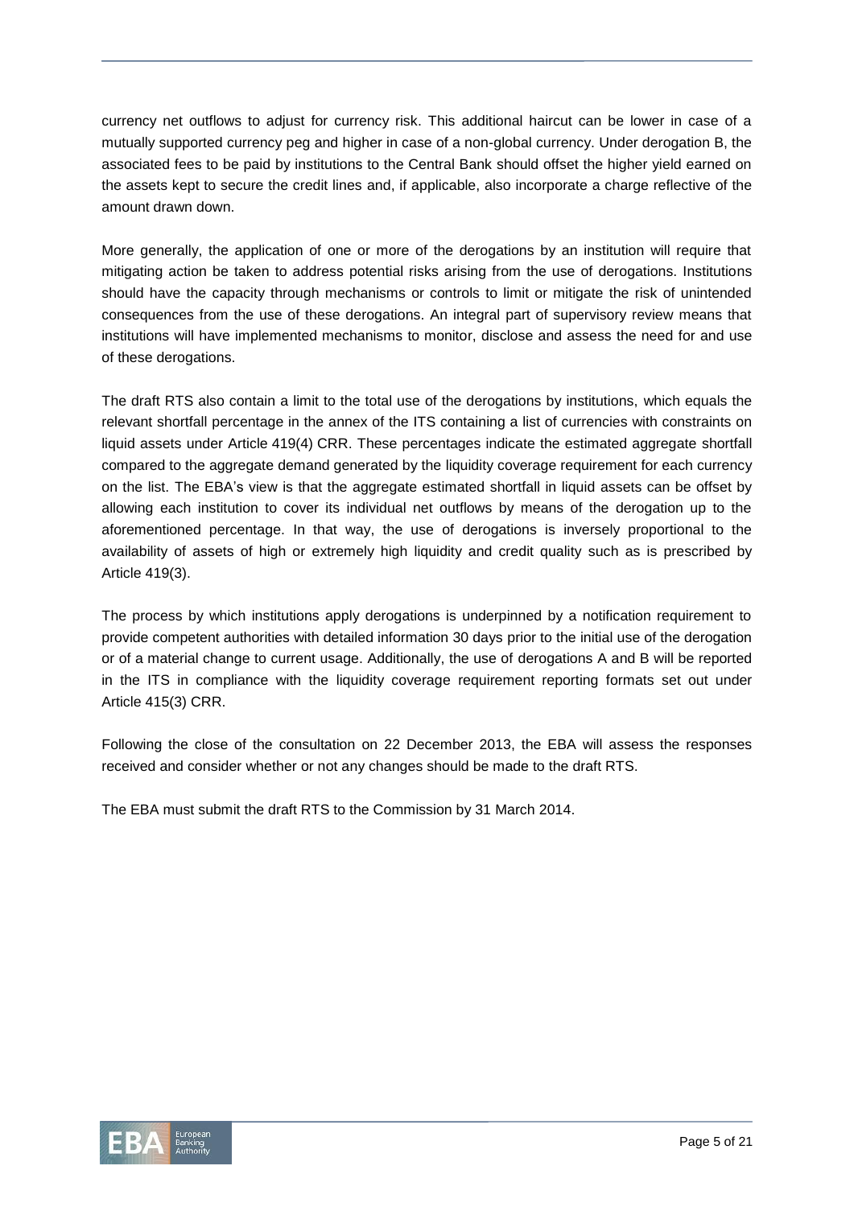currency net outflows to adjust for currency risk. This additional haircut can be lower in case of a mutually supported currency peg and higher in case of a non-global currency. Under derogation B, the associated fees to be paid by institutions to the Central Bank should offset the higher yield earned on the assets kept to secure the credit lines and, if applicable, also incorporate a charge reflective of the amount drawn down.

More generally, the application of one or more of the derogations by an institution will require that mitigating action be taken to address potential risks arising from the use of derogations. Institutions should have the capacity through mechanisms or controls to limit or mitigate the risk of unintended consequences from the use of these derogations. An integral part of supervisory review means that institutions will have implemented mechanisms to monitor, disclose and assess the need for and use of these derogations.

The draft RTS also contain a limit to the total use of the derogations by institutions, which equals the relevant shortfall percentage in the annex of the ITS containing a list of currencies with constraints on liquid assets under Article 419(4) CRR. These percentages indicate the estimated aggregate shortfall compared to the aggregate demand generated by the liquidity coverage requirement for each currency on the list. The EBA's view is that the aggregate estimated shortfall in liquid assets can be offset by allowing each institution to cover its individual net outflows by means of the derogation up to the aforementioned percentage. In that way, the use of derogations is inversely proportional to the availability of assets of high or extremely high liquidity and credit quality such as is prescribed by Article 419(3).

The process by which institutions apply derogations is underpinned by a notification requirement to provide competent authorities with detailed information 30 days prior to the initial use of the derogation or of a material change to current usage. Additionally, the use of derogations A and B will be reported in the ITS in compliance with the liquidity coverage requirement reporting formats set out under Article 415(3) CRR.

Following the close of the consultation on 22 December 2013, the EBA will assess the responses received and consider whether or not any changes should be made to the draft RTS.

The EBA must submit the draft RTS to the Commission by 31 March 2014.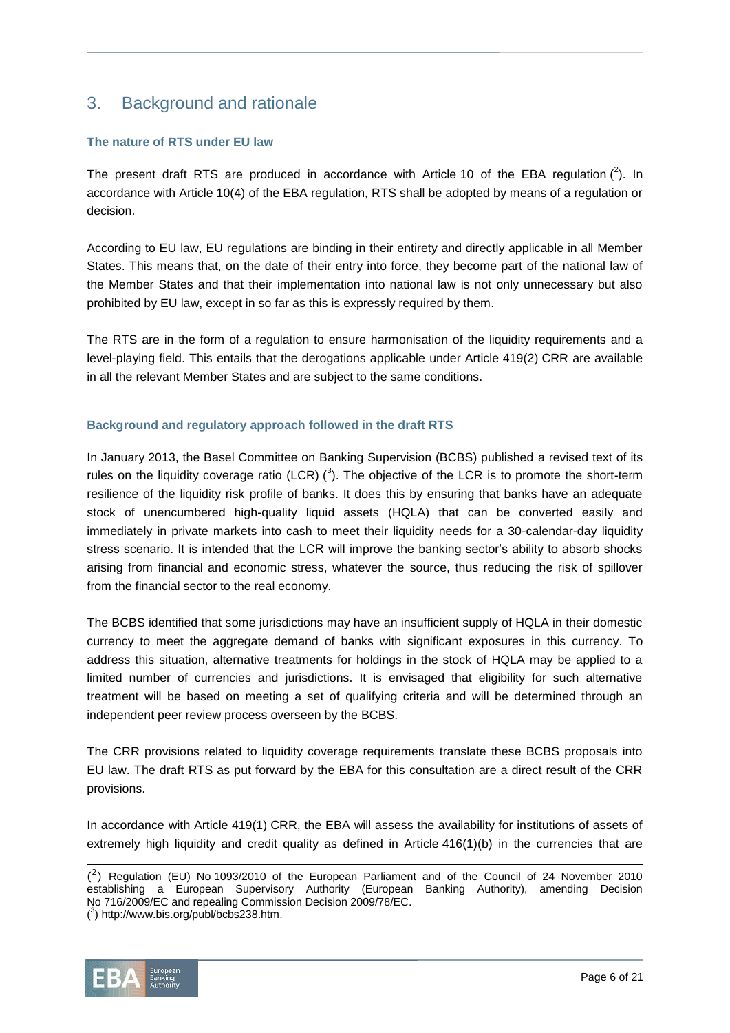## 3. Background and rationale

### The nature of RTS under EU law

The present draft RTS are produced in accordance with Article 10 of the EBA regulation [2]. In accordance with Article 10(4) of the EBA regulation, RTS shall be adopted by means of a regulation or decision.

According to EU law, EU regulations are binding in their entirety and directly applicable in all Member States. This means that, on the date of their entry into force, they become part of the national law of the Member States and that their implementation into national law is not only unnecessary but also prohibited by EU law, except in so far as this is expressly required by them.

The RTS are in the form of a regulation to ensure harmonisation of the liquidity requirements and a level-playing field. This entails that the derogations applicable under Article 419(2) CRR are available in all the relevant Member States and are subject to the same conditions.

### Background and regulatory approach followed in the draft RTS

In January 2013, the Basel Committee on Banking Supervision (BCBS) published a revised text of its rules on the liquidity coverage ratio (LCR) [3]. The objective of the LCR is to promote the short-term resilience of the liquidity risk profile of banks. It does this by ensuring that banks have an adequate stock of unencumbered high-quality liquid assets (HQLA) that can be converted easily and immediately in private markets into cash to meet their liquidity needs for a 30-calendar-day liquidity stress scenario. It is intended that the LCR will improve the banking sector's ability to absorb shocks arising from financial and economic stress, whatever the source, thus reducing the risk of spillover from the financial sector to the real economy.

The BCBS identified that some jurisdictions may have an insufficient supply of HQLA in their domestic currency to meet the aggregate demand of banks with significant exposures in this currency. To address this situation, alternative treatments for holdings in the stock of HQLA may be applied to a limited number of currencies and jurisdictions. It is envisaged that eligibility for such alternative treatment will be based on meeting a set of qualifying criteria and will be determined through an independent peer review process overseen by the BCBS.

The CRR provisions related to liquidity coverage requirements translate these BCBS proposals into EU law. The draft RTS as put forward by the EBA for this consultation are a direct result of the CRR provisions.

In accordance with Article 419(1) CRR, the EBA will assess the availability for institutions of assets of extremely high liquidity and credit quality as defined in Article 416(1)(b) in the currencies that are

---

[2] Regulation (EU) No 1093/2010 of the European Parliament and of the Council of 24 November 2010 establishing a European Supervisory Authority (European Banking Authority), amending Decision No 716/2009/EC and repealing Commission Decision 2009/78/EC.

[3] http://www.bis.org/publ/bcbs238.htm.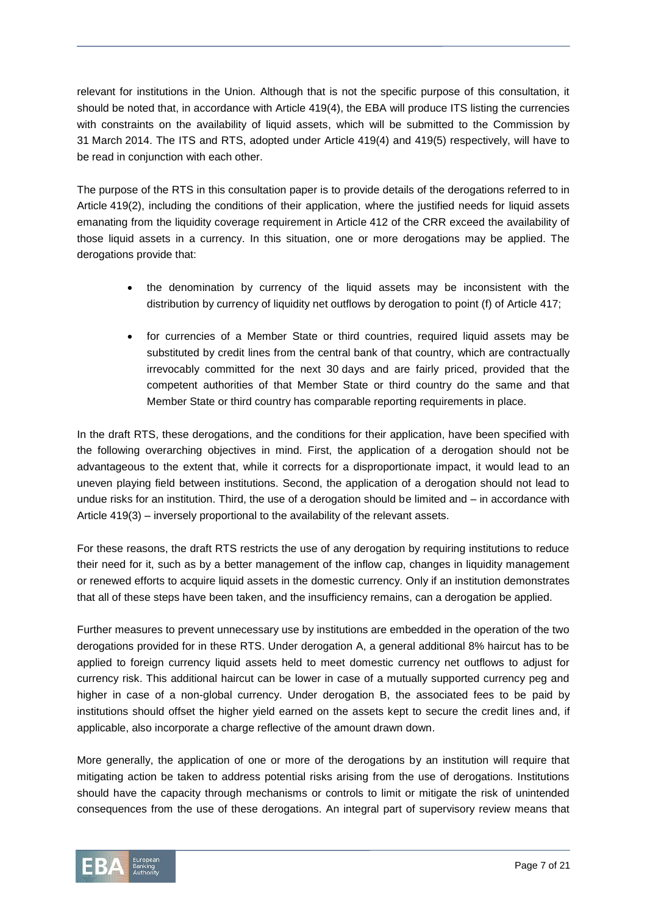relevant for institutions in the Union. Although that is not the specific purpose of this consultation, it should be noted that, in accordance with Article 419(4), the EBA will produce ITS listing the currencies with constraints on the availability of liquid assets, which will be submitted to the Commission by 31 March 2014. The ITS and RTS, adopted under Article 419(4) and 419(5) respectively, will have to be read in conjunction with each other.

The purpose of the RTS in this consultation paper is to provide details of the derogations referred to in Article 419(2), including the conditions of their application, where the justified needs for liquid assets emanating from the liquidity coverage requirement in Article 412 of the CRR exceed the availability of those liquid assets in a currency. In this situation, one or more derogations may be applied. The derogations provide that:

- the denomination by currency of the liquid assets may be inconsistent with the distribution by currency of liquidity net outflows by derogation to point (f) of Article 417;
- for currencies of a Member State or third countries, required liquid assets may be substituted by credit lines from the central bank of that country, which are contractually irrevocably committed for the next 30 days and are fairly priced, provided that the competent authorities of that Member State or third country do the same and that Member State or third country has comparable reporting requirements in place.

In the draft RTS, these derogations, and the conditions for their application, have been specified with the following overarching objectives in mind. First, the application of a derogation should not be advantageous to the extent that, while it corrects for a disproportionate impact, it would lead to an uneven playing field between institutions. Second, the application of a derogation should not lead to undue risks for an institution. Third, the use of a derogation should be limited and – in accordance with Article 419(3) – inversely proportional to the availability of the relevant assets.

For these reasons, the draft RTS restricts the use of any derogation by requiring institutions to reduce their need for it, such as by a better management of the inflow cap, changes in liquidity management or renewed efforts to acquire liquid assets in the domestic currency. Only if an institution demonstrates that all of these steps have been taken, and the insufficiency remains, can a derogation be applied.

Further measures to prevent unnecessary use by institutions are embedded in the operation of the two derogations provided for in these RTS. Under derogation A, a general additional 8% haircut has to be applied to foreign currency liquid assets held to meet domestic currency net outflows to adjust for currency risk. This additional haircut can be lower in case of a mutually supported currency peg and higher in case of a non-global currency. Under derogation B, the associated fees to be paid by institutions should offset the higher yield earned on the assets kept to secure the credit lines and, if applicable, also incorporate a charge reflective of the amount drawn down.

More generally, the application of one or more of the derogations by an institution will require that mitigating action be taken to address potential risks arising from the use of derogations. Institutions should have the capacity through mechanisms or controls to limit or mitigate the risk of unintended consequences from the use of these derogations. An integral part of supervisory review means that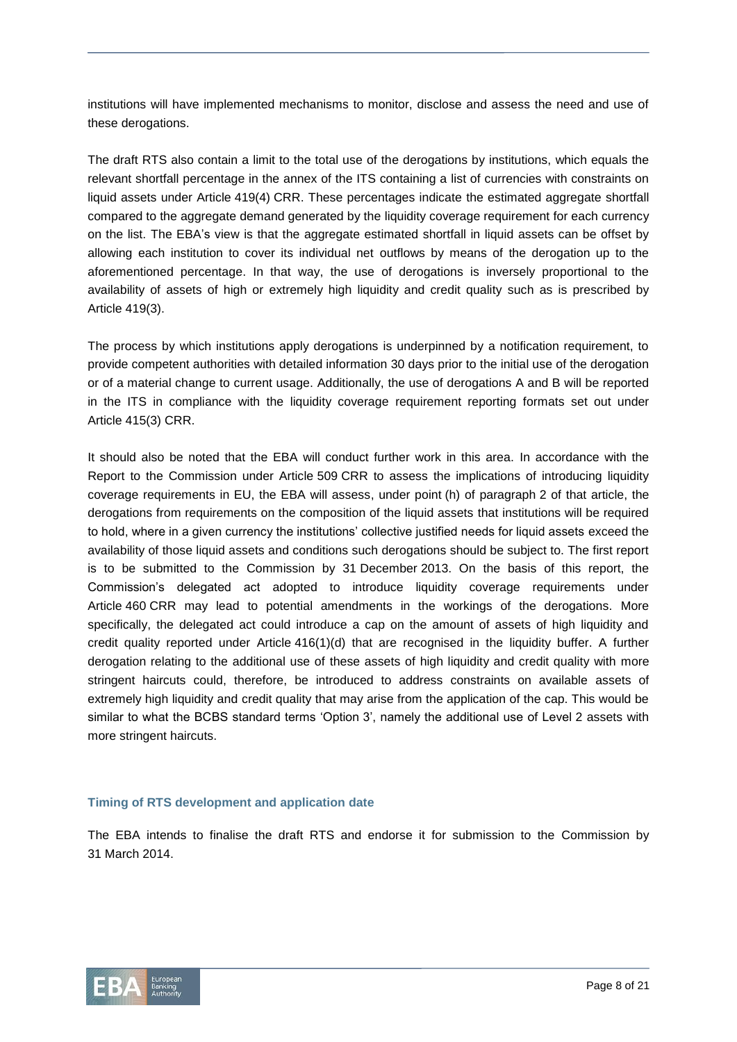institutions will have implemented mechanisms to monitor, disclose and assess the need and use of these derogations.

The draft RTS also contain a limit to the total use of the derogations by institutions, which equals the relevant shortfall percentage in the annex of the ITS containing a list of currencies with constraints on liquid assets under Article 419(4) CRR. These percentages indicate the estimated aggregate shortfall compared to the aggregate demand generated by the liquidity coverage requirement for each currency on the list. The EBA's view is that the aggregate estimated shortfall in liquid assets can be offset by allowing each institution to cover its individual net outflows by means of the derogation up to the aforementioned percentage. In that way, the use of derogations is inversely proportional to the availability of assets of high or extremely high liquidity and credit quality such as is prescribed by Article 419(3).

The process by which institutions apply derogations is underpinned by a notification requirement, to provide competent authorities with detailed information 30 days prior to the initial use of the derogation or of a material change to current usage. Additionally, the use of derogations A and B will be reported in the ITS in compliance with the liquidity coverage requirement reporting formats set out under Article 415(3) CRR.

It should also be noted that the EBA will conduct further work in this area. In accordance with the Report to the Commission under Article 509 CRR to assess the implications of introducing liquidity coverage requirements in EU, the EBA will assess, under point (h) of paragraph 2 of that article, the derogations from requirements on the composition of the liquid assets that institutions will be required to hold, where in a given currency the institutions' collective justified needs for liquid assets exceed the availability of those liquid assets and conditions such derogations should be subject to. The first report is to be submitted to the Commission by 31 December 2013. On the basis of this report, the Commission's delegated act adopted to introduce liquidity coverage requirements under Article 460 CRR may lead to potential amendments in the workings of the derogations. More specifically, the delegated act could introduce a cap on the amount of assets of high liquidity and credit quality reported under Article 416(1)(d) that are recognised in the liquidity buffer. A further derogation relating to the additional use of these assets of high liquidity and credit quality with more stringent haircuts could, therefore, be introduced to address constraints on available assets of extremely high liquidity and credit quality that may arise from the application of the cap. This would be similar to what the BCBS standard terms 'Option 3', namely the additional use of Level 2 assets with more stringent haircuts.

### Timing of RTS development and application date

The EBA intends to finalise the draft RTS and endorse it for submission to the Commission by 31 March 2014.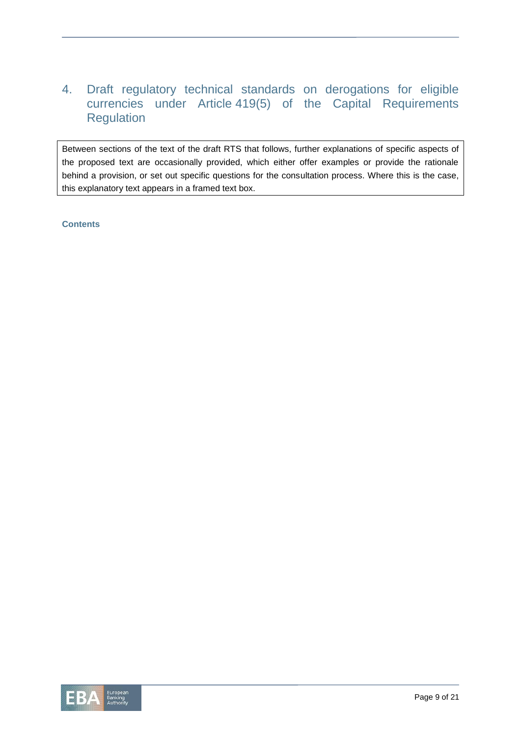# 4. Draft regulatory technical standards on derogations for eligible currencies under Article 419(5) of the Capital Requirements Regulation

> Between sections of the text of the draft RTS that follows, further explanations of specific aspects of the proposed text are occasionally provided, which either offer examples or provide the rationale behind a provision, or set out specific questions for the consultation process. Where this is the case, this explanatory text appears in a framed text box.

**Contents**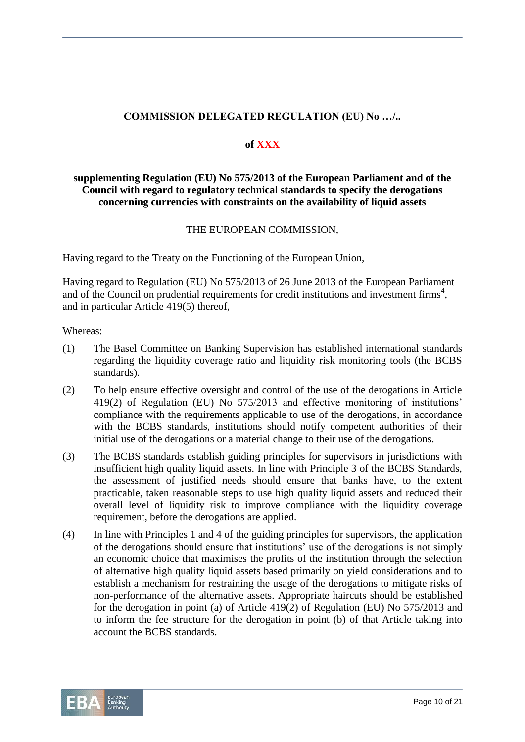**COMMISSION DELEGATED REGULATION (EU) No …/..**

**of XXX**

**supplementing Regulation (EU) No 575/2013 of the European Parliament and of the Council with regard to regulatory technical standards to specify the derogations concerning currencies with constraints on the availability of liquid assets**

THE EUROPEAN COMMISSION,

Having regard to the Treaty on the Functioning of the European Union,

Having regard to Regulation (EU) No 575/2013 of 26 June 2013 of the European Parliament and of the Council on prudential requirements for credit institutions and investment firms[4], and in particular Article 419(5) thereof,

Whereas:

(1) The Basel Committee on Banking Supervision has established international standards regarding the liquidity coverage ratio and liquidity risk monitoring tools (the BCBS standards).

(2) To help ensure effective oversight and control of the use of the derogations in Article 419(2) of Regulation (EU) No 575/2013 and effective monitoring of institutions' compliance with the requirements applicable to use of the derogations, in accordance with the BCBS standards, institutions should notify competent authorities of their initial use of the derogations or a material change to their use of the derogations.

(3) The BCBS standards establish guiding principles for supervisors in jurisdictions with insufficient high quality liquid assets. In line with Principle 3 of the BCBS Standards, the assessment of justified needs should ensure that banks have, to the extent practicable, taken reasonable steps to use high quality liquid assets and reduced their overall level of liquidity risk to improve compliance with the liquidity coverage requirement, before the derogations are applied.

(4) In line with Principles 1 and 4 of the guiding principles for supervisors, the application of the derogations should ensure that institutions' use of the derogations is not simply an economic choice that maximises the profits of the institution through the selection of alternative high quality liquid assets based primarily on yield considerations and to establish a mechanism for restraining the usage of the derogations to mitigate risks of non-performance of the alternative assets. Appropriate haircuts should be established for the derogation in point (a) of Article 419(2) of Regulation (EU) No 575/2013 and to inform the fee structure for the derogation in point (b) of that Article taking into account the BCBS standards.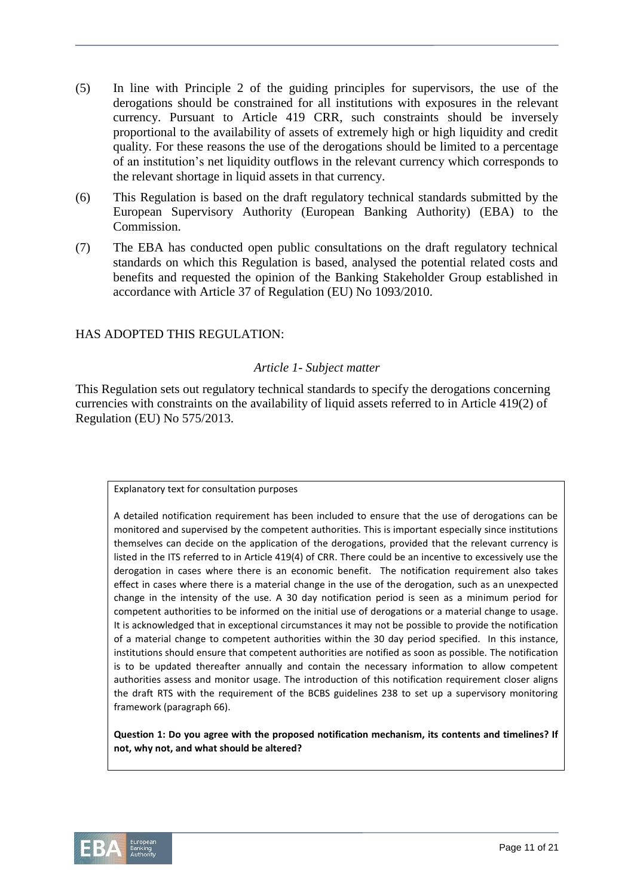(5) In line with Principle 2 of the guiding principles for supervisors, the use of the derogations should be constrained for all institutions with exposures in the relevant currency. Pursuant to Article 419 CRR, such constraints should be inversely proportional to the availability of assets of extremely high or high liquidity and credit quality. For these reasons the use of the derogations should be limited to a percentage of an institution's net liquidity outflows in the relevant currency which corresponds to the relevant shortage in liquid assets in that currency.

(6) This Regulation is based on the draft regulatory technical standards submitted by the European Supervisory Authority (European Banking Authority) (EBA) to the Commission.

(7) The EBA has conducted open public consultations on the draft regulatory technical standards on which this Regulation is based, analysed the potential related costs and benefits and requested the opinion of the Banking Stakeholder Group established in accordance with Article 37 of Regulation (EU) No 1093/2010.

HAS ADOPTED THIS REGULATION:

*Article 1- Subject matter*

This Regulation sets out regulatory technical standards to specify the derogations concerning currencies with constraints on the availability of liquid assets referred to in Article 419(2) of Regulation (EU) No 575/2013.

Explanatory text for consultation purposes

A detailed notification requirement has been included to ensure that the use of derogations can be monitored and supervised by the competent authorities. This is important especially since institutions themselves can decide on the application of the derogations, provided that the relevant currency is listed in the ITS referred to in Article 419(4) of CRR. There could be an incentive to excessively use the derogation in cases where there is an economic benefit. The notification requirement also takes effect in cases where there is a material change in the use of the derogation, such as an unexpected change in the intensity of the use. A 30 day notification period is seen as a minimum period for competent authorities to be informed on the initial use of derogations or a material change to usage. It is acknowledged that in exceptional circumstances it may not be possible to provide the notification of a material change to competent authorities within the 30 day period specified. In this instance, institutions should ensure that competent authorities are notified as soon as possible. The notification is to be updated thereafter annually and contain the necessary information to allow competent authorities assess and monitor usage. The introduction of this notification requirement closer aligns the draft RTS with the requirement of the BCBS guidelines 238 to set up a supervisory monitoring framework (paragraph 66).

**Question 1: Do you agree with the proposed notification mechanism, its contents and timelines? If not, why not, and what should be altered?**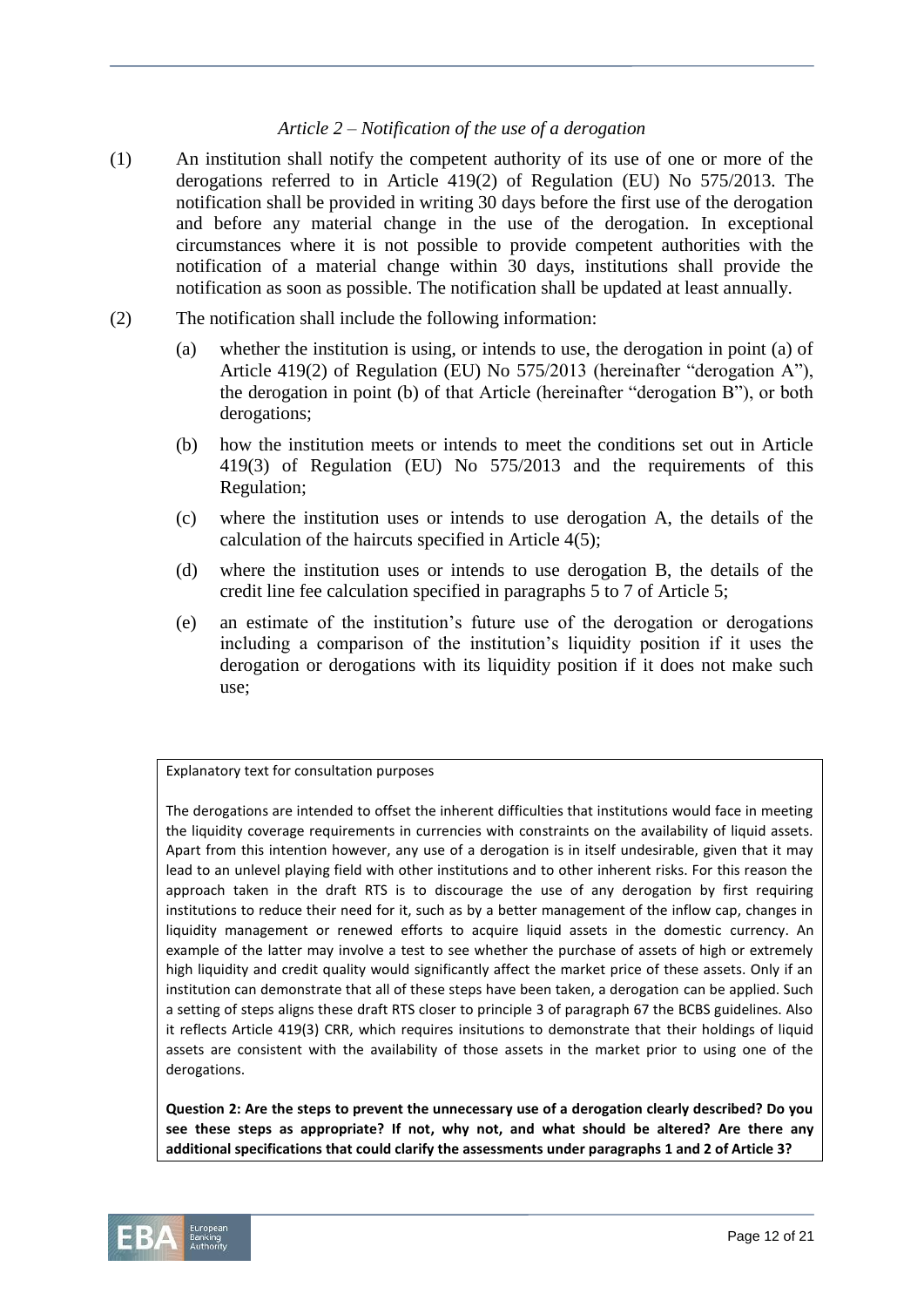*Article 2 – Notification of the use of a derogation*

(1) An institution shall notify the competent authority of its use of one or more of the derogations referred to in Article 419(2) of Regulation (EU) No 575/2013. The notification shall be provided in writing 30 days before the first use of the derogation and before any material change in the use of the derogation. In exceptional circumstances where it is not possible to provide competent authorities with the notification of a material change within 30 days, institutions shall provide the notification as soon as possible. The notification shall be updated at least annually.

(2) The notification shall include the following information:

(a) whether the institution is using, or intends to use, the derogation in point (a) of Article 419(2) of Regulation (EU) No 575/2013 (hereinafter "derogation A"), the derogation in point (b) of that Article (hereinafter "derogation B"), or both derogations;

(b) how the institution meets or intends to meet the conditions set out in Article 419(3) of Regulation (EU) No 575/2013 and the requirements of this Regulation;

(c) where the institution uses or intends to use derogation A, the details of the calculation of the haircuts specified in Article 4(5);

(d) where the institution uses or intends to use derogation B, the details of the credit line fee calculation specified in paragraphs 5 to 7 of Article 5;

(e) an estimate of the institution's future use of the derogation or derogations including a comparison of the institution's liquidity position if it uses the derogation or derogations with its liquidity position if it does not make such use;

> Explanatory text for consultation purposes
>
> The derogations are intended to offset the inherent difficulties that institutions would face in meeting the liquidity coverage requirements in currencies with constraints on the availability of liquid assets. Apart from this intention however, any use of a derogation is in itself undesirable, given that it may lead to an unlevel playing field with other institutions and to other inherent risks. For this reason the approach taken in the draft RTS is to discourage the use of any derogation by first requiring institutions to reduce their need for it, such as by a better management of the inflow cap, changes in liquidity management or renewed efforts to acquire liquid assets in the domestic currency. An example of the latter may involve a test to see whether the purchase of assets of high or extremely high liquidity and credit quality would significantly affect the market price of these assets. Only if an institution can demonstrate that all of these steps have been taken, a derogation can be applied. Such a setting of steps aligns these draft RTS closer to principle 3 of paragraph 67 the BCBS guidelines. Also it reflects Article 419(3) CRR, which requires insitutions to demonstrate that their holdings of liquid assets are consistent with the availability of those assets in the market prior to using one of the derogations.
>
> **Question 2: Are the steps to prevent the unnecessary use of a derogation clearly described? Do you see these steps as appropriate? If not, why not, and what should be altered? Are there any additional specifications that could clarify the assessments under paragraphs 1 and 2 of Article 3?**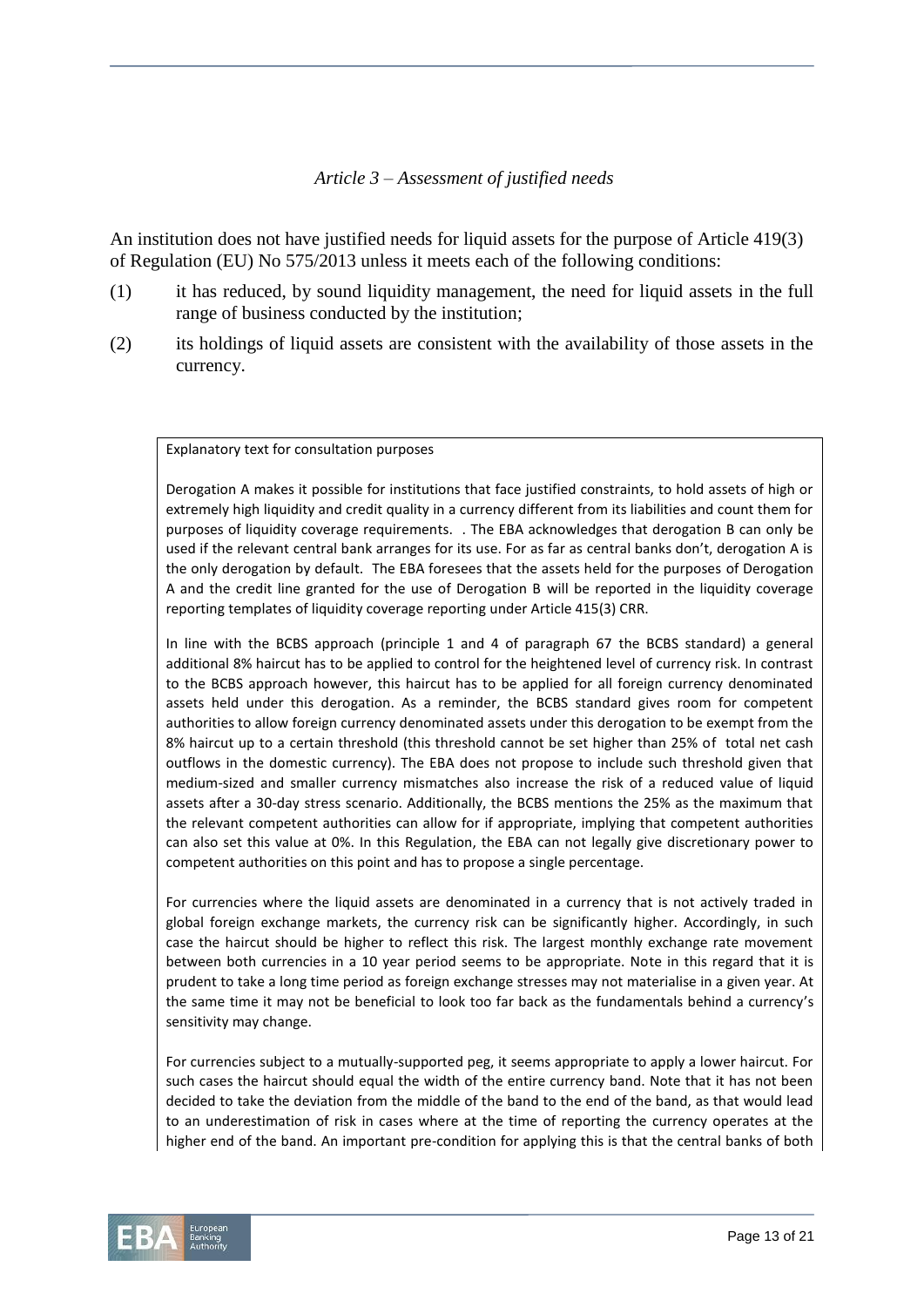*Article 3 – Assessment of justified needs*

An institution does not have justified needs for liquid assets for the purpose of Article 419(3) of Regulation (EU) No 575/2013 unless it meets each of the following conditions:

(1) it has reduced, by sound liquidity management, the need for liquid assets in the full range of business conducted by the institution;

(2) its holdings of liquid assets are consistent with the availability of those assets in the currency.

> Explanatory text for consultation purposes
>
> Derogation A makes it possible for institutions that face justified constraints, to hold assets of high or extremely high liquidity and credit quality in a currency different from its liabilities and count them for purposes of liquidity coverage requirements. . The EBA acknowledges that derogation B can only be used if the relevant central bank arranges for its use. For as far as central banks don't, derogation A is the only derogation by default. The EBA foresees that the assets held for the purposes of Derogation A and the credit line granted for the use of Derogation B will be reported in the liquidity coverage reporting templates of liquidity coverage reporting under Article 415(3) CRR.
>
> In line with the BCBS approach (principle 1 and 4 of paragraph 67 the BCBS standard) a general additional 8% haircut has to be applied to control for the heightened level of currency risk. In contrast to the BCBS approach however, this haircut has to be applied for all foreign currency denominated assets held under this derogation. As a reminder, the BCBS standard gives room for competent authorities to allow foreign currency denominated assets under this derogation to be exempt from the 8% haircut up to a certain threshold (this threshold cannot be set higher than 25% of total net cash outflows in the domestic currency). The EBA does not propose to include such threshold given that medium-sized and smaller currency mismatches also increase the risk of a reduced value of liquid assets after a 30-day stress scenario. Additionally, the BCBS mentions the 25% as the maximum that the relevant competent authorities can allow for if appropriate, implying that competent authorities can also set this value at 0%. In this Regulation, the EBA can not legally give discretionary power to competent authorities on this point and has to propose a single percentage.
>
> For currencies where the liquid assets are denominated in a currency that is not actively traded in global foreign exchange markets, the currency risk can be significantly higher. Accordingly, in such case the haircut should be higher to reflect this risk. The largest monthly exchange rate movement between both currencies in a 10 year period seems to be appropriate. Note in this regard that it is prudent to take a long time period as foreign exchange stresses may not materialise in a given year. At the same time it may not be beneficial to look too far back as the fundamentals behind a currency's sensitivity may change.
>
> For currencies subject to a mutually-supported peg, it seems appropriate to apply a lower haircut. For such cases the haircut should equal the width of the entire currency band. Note that it has not been decided to take the deviation from the middle of the band to the end of the band, as that would lead to an underestimation of risk in cases where at the time of reporting the currency operates at the higher end of the band. An important pre-condition for applying this is that the central banks of both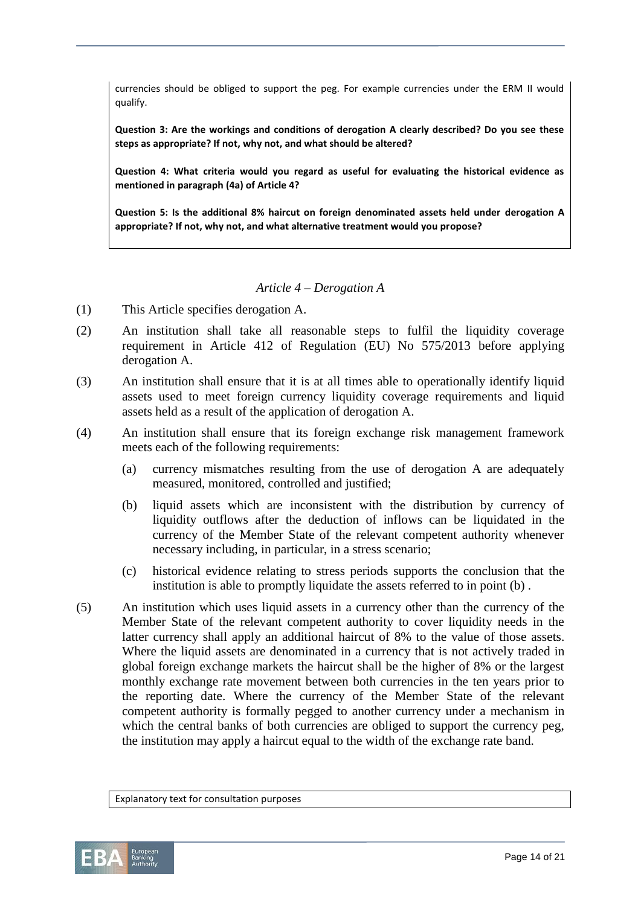currencies should be obliged to support the peg. For example currencies under the ERM II would qualify.

**Question 3: Are the workings and conditions of derogation A clearly described? Do you see these steps as appropriate? If not, why not, and what should be altered?**

**Question 4: What criteria would you regard as useful for evaluating the historical evidence as mentioned in paragraph (4a) of Article 4?**

**Question 5: Is the additional 8% haircut on foreign denominated assets held under derogation A appropriate? If not, why not, and what alternative treatment would you propose?**

### *Article 4 – Derogation A*

(1) This Article specifies derogation A.

(2) An institution shall take all reasonable steps to fulfil the liquidity coverage requirement in Article 412 of Regulation (EU) No 575/2013 before applying derogation A.

(3) An institution shall ensure that it is at all times able to operationally identify liquid assets used to meet foreign currency liquidity coverage requirements and liquid assets held as a result of the application of derogation A.

(4) An institution shall ensure that its foreign exchange risk management framework meets each of the following requirements:

   (a) currency mismatches resulting from the use of derogation A are adequately measured, monitored, controlled and justified;

   (b) liquid assets which are inconsistent with the distribution by currency of liquidity outflows after the deduction of inflows can be liquidated in the currency of the Member State of the relevant competent authority whenever necessary including, in particular, in a stress scenario;

   (c) historical evidence relating to stress periods supports the conclusion that the institution is able to promptly liquidate the assets referred to in point (b) .

(5) An institution which uses liquid assets in a currency other than the currency of the Member State of the relevant competent authority to cover liquidity needs in the latter currency shall apply an additional haircut of 8% to the value of those assets. Where the liquid assets are denominated in a currency that is not actively traded in global foreign exchange markets the haircut shall be the higher of 8% or the largest monthly exchange rate movement between both currencies in the ten years prior to the reporting date. Where the currency of the Member State of the relevant competent authority is formally pegged to another currency under a mechanism in which the central banks of both currencies are obliged to support the currency peg, the institution may apply a haircut equal to the width of the exchange rate band.

Explanatory text for consultation purposes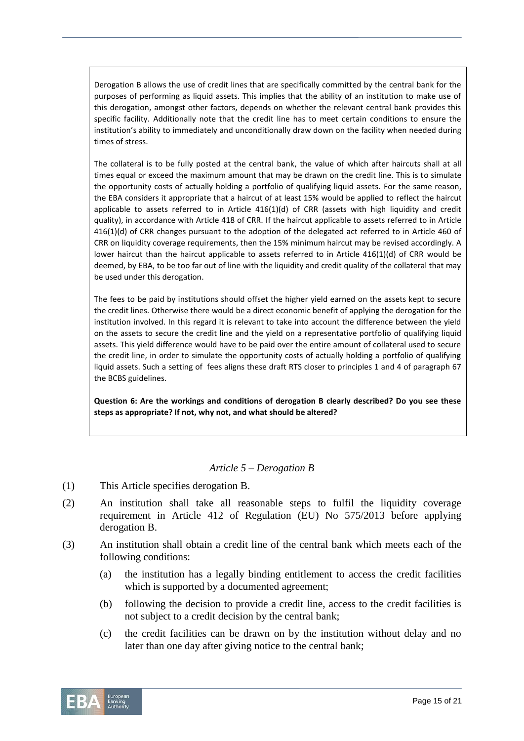Derogation B allows the use of credit lines that are specifically committed by the central bank for the purposes of performing as liquid assets. This implies that the ability of an institution to make use of this derogation, amongst other factors, depends on whether the relevant central bank provides this specific facility. Additionally note that the credit line has to meet certain conditions to ensure the institution's ability to immediately and unconditionally draw down on the facility when needed during times of stress.

The collateral is to be fully posted at the central bank, the value of which after haircuts shall at all times equal or exceed the maximum amount that may be drawn on the credit line. This is to simulate the opportunity costs of actually holding a portfolio of qualifying liquid assets. For the same reason, the EBA considers it appropriate that a haircut of at least 15% would be applied to reflect the haircut applicable to assets referred to in Article 416(1)(d) of CRR (assets with high liquidity and credit quality), in accordance with Article 418 of CRR. If the haircut applicable to assets referred to in Article 416(1)(d) of CRR changes pursuant to the adoption of the delegated act referred to in Article 460 of CRR on liquidity coverage requirements, then the 15% minimum haircut may be revised accordingly. A lower haircut than the haircut applicable to assets referred to in Article 416(1)(d) of CRR would be deemed, by EBA, to be too far out of line with the liquidity and credit quality of the collateral that may be used under this derogation.

The fees to be paid by institutions should offset the higher yield earned on the assets kept to secure the credit lines. Otherwise there would be a direct economic benefit of applying the derogation for the institution involved. In this regard it is relevant to take into account the difference between the yield on the assets to secure the credit line and the yield on a representative portfolio of qualifying liquid assets. This yield difference would have to be paid over the entire amount of collateral used to secure the credit line, in order to simulate the opportunity costs of actually holding a portfolio of qualifying liquid assets. Such a setting of fees aligns these draft RTS closer to principles 1 and 4 of paragraph 67 the BCBS guidelines.

**Question 6: Are the workings and conditions of derogation B clearly described? Do you see these steps as appropriate? If not, why not, and what should be altered?**

### *Article 5 – Derogation B*

(1) This Article specifies derogation B.

(2) An institution shall take all reasonable steps to fulfil the liquidity coverage requirement in Article 412 of Regulation (EU) No 575/2013 before applying derogation B.

(3) An institution shall obtain a credit line of the central bank which meets each of the following conditions:

(a) the institution has a legally binding entitlement to access the credit facilities which is supported by a documented agreement;

(b) following the decision to provide a credit line, access to the credit facilities is not subject to a credit decision by the central bank;

(c) the credit facilities can be drawn on by the institution without delay and no later than one day after giving notice to the central bank;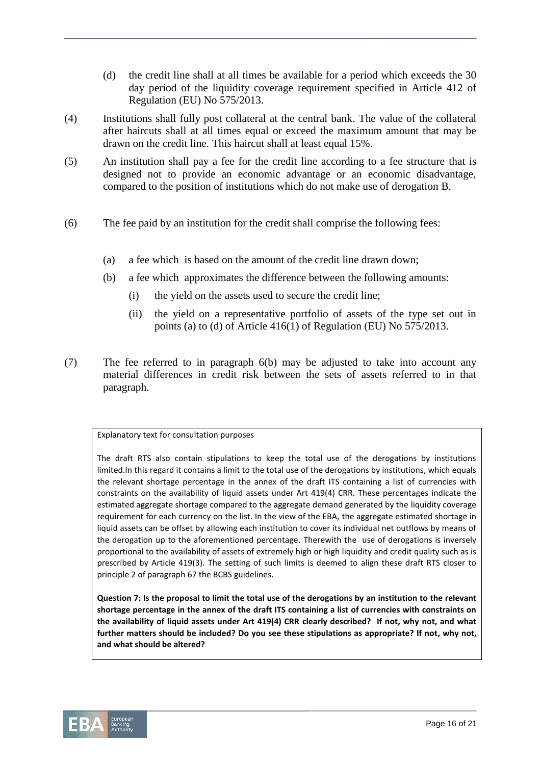(d) the credit line shall at all times be available for a period which exceeds the 30 day period of the liquidity coverage requirement specified in Article 412 of Regulation (EU) No 575/2013.

(4) Institutions shall fully post collateral at the central bank. The value of the collateral after haircuts shall at all times equal or exceed the maximum amount that may be drawn on the credit line. This haircut shall at least equal 15%.

(5) An institution shall pay a fee for the credit line according to a fee structure that is designed not to provide an economic advantage or an economic disadvantage, compared to the position of institutions which do not make use of derogation B.

(6) The fee paid by an institution for the credit shall comprise the following fees:

- (a) a fee which is based on the amount of the credit line drawn down;
- (b) a fee which approximates the difference between the following amounts:
  - (i) the yield on the assets used to secure the credit line;
  - (ii) the yield on a representative portfolio of assets of the type set out in points (a) to (d) of Article 416(1) of Regulation (EU) No 575/2013.

(7) The fee referred to in paragraph 6(b) may be adjusted to take into account any material differences in credit risk between the sets of assets referred to in that paragraph.

> Explanatory text for consultation purposes
>
> The draft RTS also contain stipulations to keep the total use of the derogations by institutions limited.In this regard it contains a limit to the total use of the derogations by institutions, which equals the relevant shortage percentage in the annex of the draft ITS containing a list of currencies with constraints on the availability of liquid assets under Art 419(4) CRR. These percentages indicate the estimated aggregate shortage compared to the aggregate demand generated by the liquidity coverage requirement for each currency on the list. In the view of the EBA, the aggregate estimated shortage in liquid assets can be offset by allowing each institution to cover its individual net outflows by means of the derogation up to the aforementioned percentage. Therewith the use of derogations is inversely proportional to the availability of assets of extremely high or high liquidity and credit quality such as is prescribed by Article 419(3). The setting of such limits is deemed to align these draft RTS closer to principle 2 of paragraph 67 the BCBS guidelines.
>
> **Question 7: Is the proposal to limit the total use of the derogations by an institution to the relevant shortage percentage in the annex of the draft ITS containing a list of currencies with constraints on the availability of liquid assets under Art 419(4) CRR clearly described? If not, why not, and what further matters should be included? Do you see these stipulations as appropriate? If not, why not, and what should be altered?**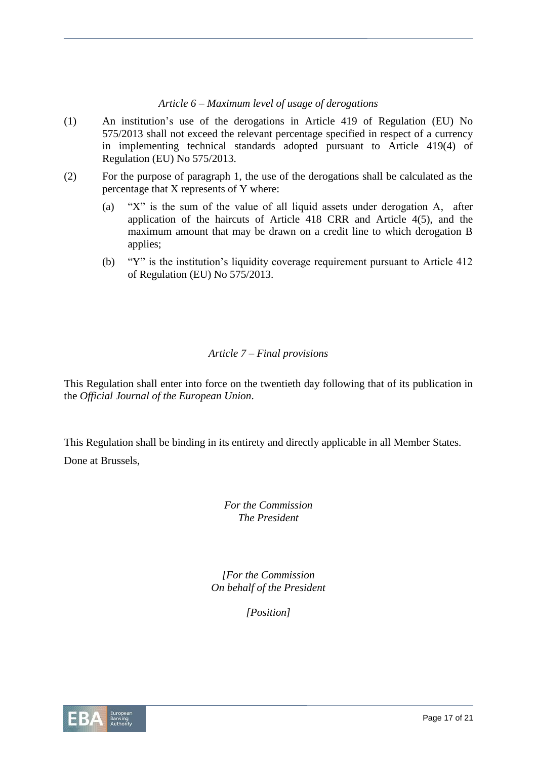*Article 6 – Maximum level of usage of derogations*

(1) An institution's use of the derogations in Article 419 of Regulation (EU) No 575/2013 shall not exceed the relevant percentage specified in respect of a currency in implementing technical standards adopted pursuant to Article 419(4) of Regulation (EU) No 575/2013.

(2) For the purpose of paragraph 1, the use of the derogations shall be calculated as the percentage that X represents of Y where:

   (a) "X" is the sum of the value of all liquid assets under derogation A, after application of the haircuts of Article 418 CRR and Article 4(5), and the maximum amount that may be drawn on a credit line to which derogation B applies;

   (b) "Y" is the institution's liquidity coverage requirement pursuant to Article 412 of Regulation (EU) No 575/2013.

*Article 7 – Final provisions*

This Regulation shall enter into force on the twentieth day following that of its publication in the *Official Journal of the European Union*.

This Regulation shall be binding in its entirety and directly applicable in all Member States.

Done at Brussels,

*For the Commission*
*The President*

*[For the Commission*
*On behalf of the President*

*[Position]*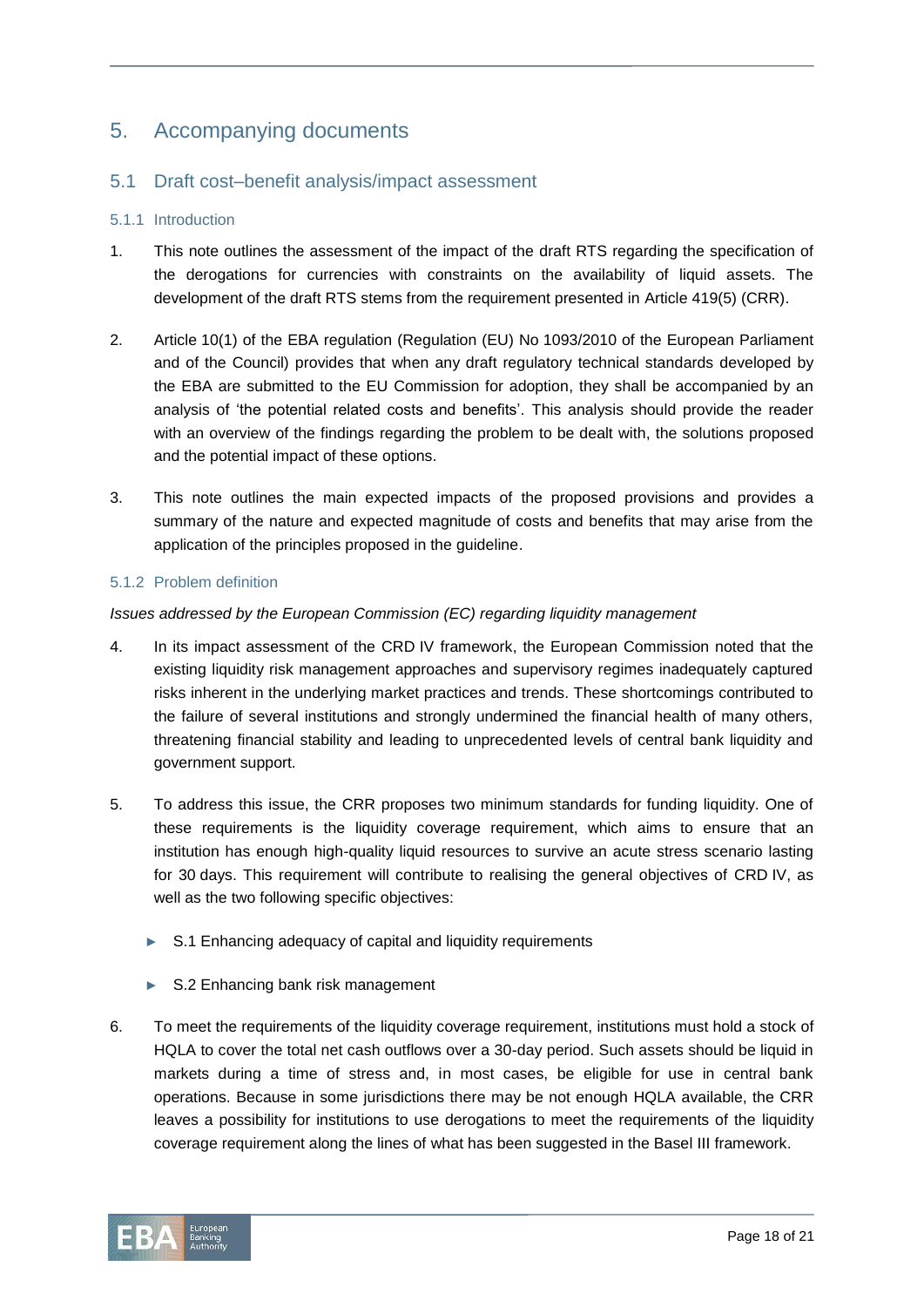# 5. Accompanying documents

## 5.1 Draft cost–benefit analysis/impact assessment

### 5.1.1 Introduction

1. This note outlines the assessment of the impact of the draft RTS regarding the specification of the derogations for currencies with constraints on the availability of liquid assets. The development of the draft RTS stems from the requirement presented in Article 419(5) (CRR).

2. Article 10(1) of the EBA regulation (Regulation (EU) No 1093/2010 of the European Parliament and of the Council) provides that when any draft regulatory technical standards developed by the EBA are submitted to the EU Commission for adoption, they shall be accompanied by an analysis of 'the potential related costs and benefits'. This analysis should provide the reader with an overview of the findings regarding the problem to be dealt with, the solutions proposed and the potential impact of these options.

3. This note outlines the main expected impacts of the proposed provisions and provides a summary of the nature and expected magnitude of costs and benefits that may arise from the application of the principles proposed in the guideline.

### 5.1.2 Problem definition

*Issues addressed by the European Commission (EC) regarding liquidity management*

4. In its impact assessment of the CRD IV framework, the European Commission noted that the existing liquidity risk management approaches and supervisory regimes inadequately captured risks inherent in the underlying market practices and trends. These shortcomings contributed to the failure of several institutions and strongly undermined the financial health of many others, threatening financial stability and leading to unprecedented levels of central bank liquidity and government support.

5. To address this issue, the CRR proposes two minimum standards for funding liquidity. One of these requirements is the liquidity coverage requirement, which aims to ensure that an institution has enough high-quality liquid resources to survive an acute stress scenario lasting for 30 days. This requirement will contribute to realising the general objectives of CRD IV, as well as the two following specific objectives:

   - S.1 Enhancing adequacy of capital and liquidity requirements
   - S.2 Enhancing bank risk management

6. To meet the requirements of the liquidity coverage requirement, institutions must hold a stock of HQLA to cover the total net cash outflows over a 30-day period. Such assets should be liquid in markets during a time of stress and, in most cases, be eligible for use in central bank operations. Because in some jurisdictions there may be not enough HQLA available, the CRR leaves a possibility for institutions to use derogations to meet the requirements of the liquidity coverage requirement along the lines of what has been suggested in the Basel III framework.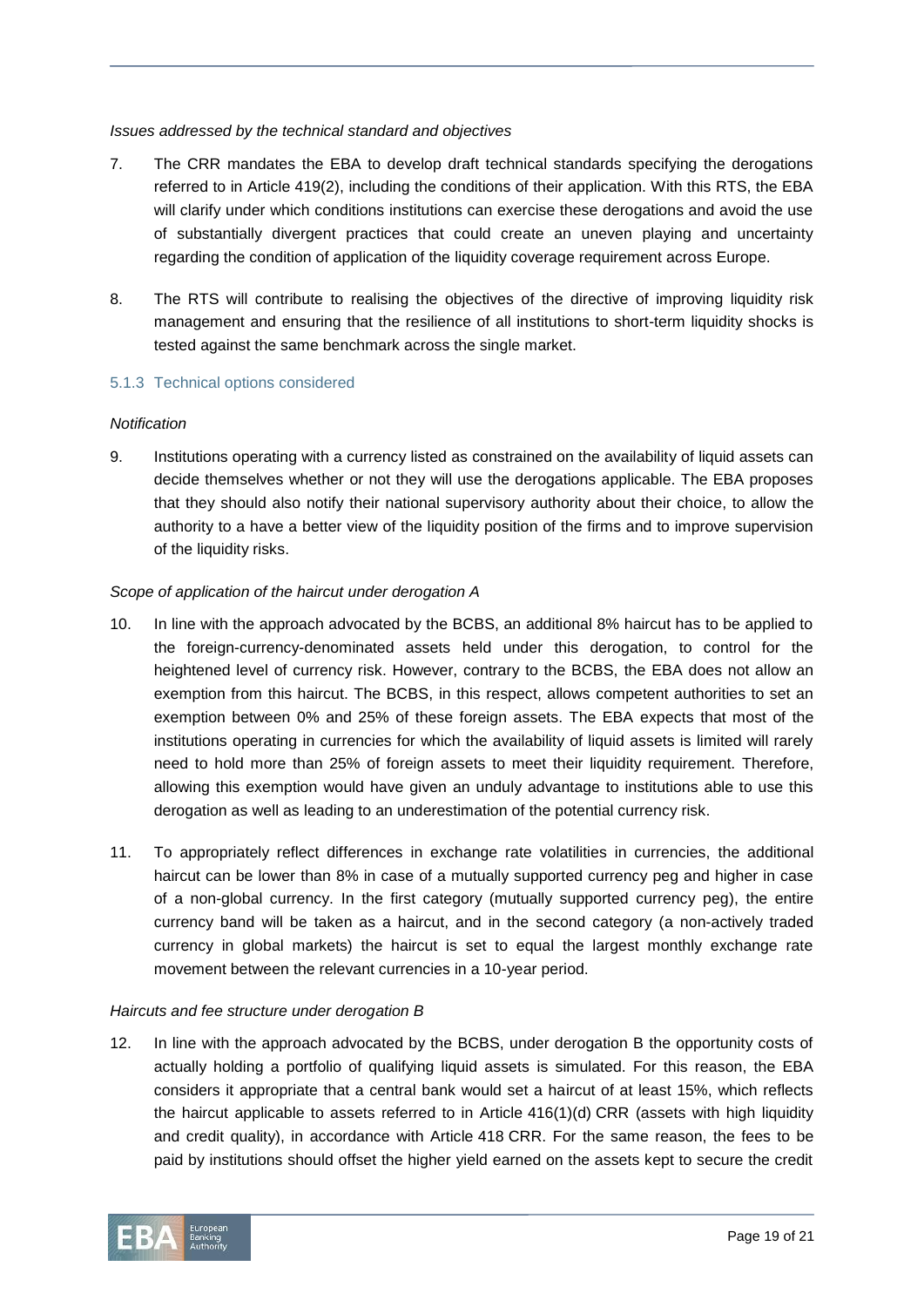*Issues addressed by the technical standard and objectives*

7. The CRR mandates the EBA to develop draft technical standards specifying the derogations referred to in Article 419(2), including the conditions of their application. With this RTS, the EBA will clarify under which conditions institutions can exercise these derogations and avoid the use of substantially divergent practices that could create an uneven playing and uncertainty regarding the condition of application of the liquidity coverage requirement across Europe.

8. The RTS will contribute to realising the objectives of the directive of improving liquidity risk management and ensuring that the resilience of all institutions to short-term liquidity shocks is tested against the same benchmark across the single market.

### 5.1.3 Technical options considered

*Notification*

9. Institutions operating with a currency listed as constrained on the availability of liquid assets can decide themselves whether or not they will use the derogations applicable. The EBA proposes that they should also notify their national supervisory authority about their choice, to allow the authority to a have a better view of the liquidity position of the firms and to improve supervision of the liquidity risks.

*Scope of application of the haircut under derogation A*

10. In line with the approach advocated by the BCBS, an additional 8% haircut has to be applied to the foreign-currency-denominated assets held under this derogation, to control for the heightened level of currency risk. However, contrary to the BCBS, the EBA does not allow an exemption from this haircut. The BCBS, in this respect, allows competent authorities to set an exemption between 0% and 25% of these foreign assets. The EBA expects that most of the institutions operating in currencies for which the availability of liquid assets is limited will rarely need to hold more than 25% of foreign assets to meet their liquidity requirement. Therefore, allowing this exemption would have given an unduly advantage to institutions able to use this derogation as well as leading to an underestimation of the potential currency risk.

11. To appropriately reflect differences in exchange rate volatilities in currencies, the additional haircut can be lower than 8% in case of a mutually supported currency peg and higher in case of a non-global currency. In the first category (mutually supported currency peg), the entire currency band will be taken as a haircut, and in the second category (a non-actively traded currency in global markets) the haircut is set to equal the largest monthly exchange rate movement between the relevant currencies in a 10-year period.

*Haircuts and fee structure under derogation B*

12. In line with the approach advocated by the BCBS, under derogation B the opportunity costs of actually holding a portfolio of qualifying liquid assets is simulated. For this reason, the EBA considers it appropriate that a central bank would set a haircut of at least 15%, which reflects the haircut applicable to assets referred to in Article 416(1)(d) CRR (assets with high liquidity and credit quality), in accordance with Article 418 CRR. For the same reason, the fees to be paid by institutions should offset the higher yield earned on the assets kept to secure the credit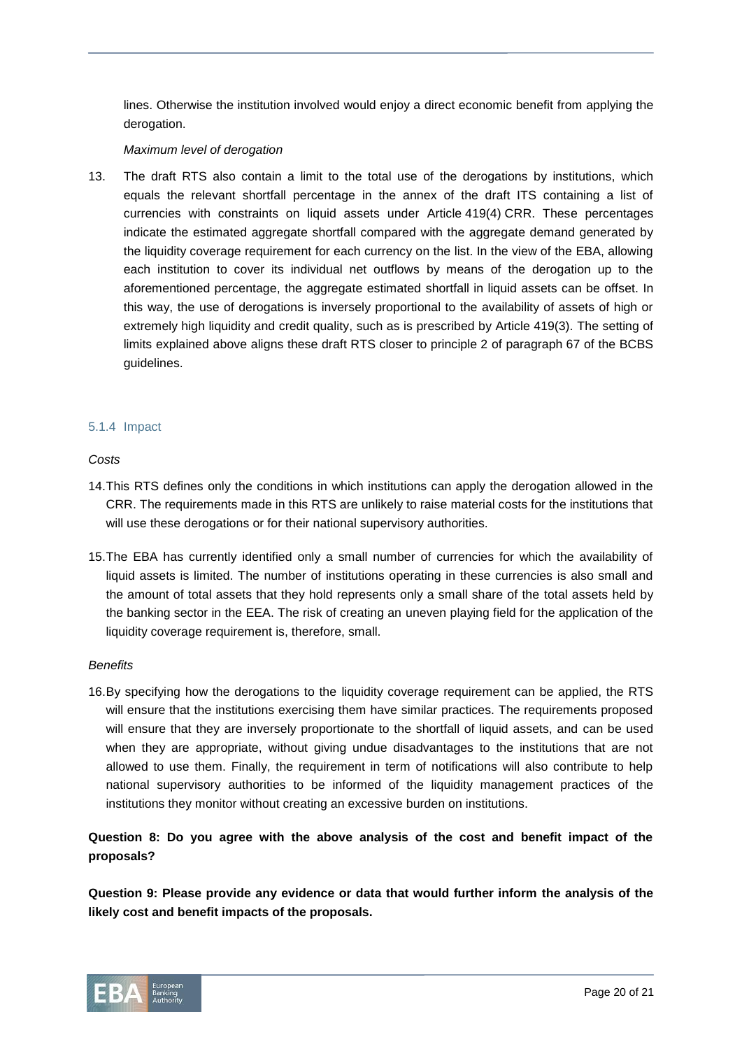lines. Otherwise the institution involved would enjoy a direct economic benefit from applying the derogation.

*Maximum level of derogation*

13. The draft RTS also contain a limit to the total use of the derogations by institutions, which equals the relevant shortfall percentage in the annex of the draft ITS containing a list of currencies with constraints on liquid assets under Article 419(4) CRR. These percentages indicate the estimated aggregate shortfall compared with the aggregate demand generated by the liquidity coverage requirement for each currency on the list. In the view of the EBA, allowing each institution to cover its individual net outflows by means of the derogation up to the aforementioned percentage, the aggregate estimated shortfall in liquid assets can be offset. In this way, the use of derogations is inversely proportional to the availability of assets of high or extremely high liquidity and credit quality, such as is prescribed by Article 419(3). The setting of limits explained above aligns these draft RTS closer to principle 2 of paragraph 67 of the BCBS guidelines.

### 5.1.4 Impact

*Costs*

14. This RTS defines only the conditions in which institutions can apply the derogation allowed in the CRR. The requirements made in this RTS are unlikely to raise material costs for the institutions that will use these derogations or for their national supervisory authorities.

15. The EBA has currently identified only a small number of currencies for which the availability of liquid assets is limited. The number of institutions operating in these currencies is also small and the amount of total assets that they hold represents only a small share of the total assets held by the banking sector in the EEA. The risk of creating an uneven playing field for the application of the liquidity coverage requirement is, therefore, small.

*Benefits*

16. By specifying how the derogations to the liquidity coverage requirement can be applied, the RTS will ensure that the institutions exercising them have similar practices. The requirements proposed will ensure that they are inversely proportionate to the shortfall of liquid assets, and can be used when they are appropriate, without giving undue disadvantages to the institutions that are not allowed to use them. Finally, the requirement in term of notifications will also contribute to help national supervisory authorities to be informed of the liquidity management practices of the institutions they monitor without creating an excessive burden on institutions.

**Question 8: Do you agree with the above analysis of the cost and benefit impact of the proposals?**

**Question 9: Please provide any evidence or data that would further inform the analysis of the likely cost and benefit impacts of the proposals.**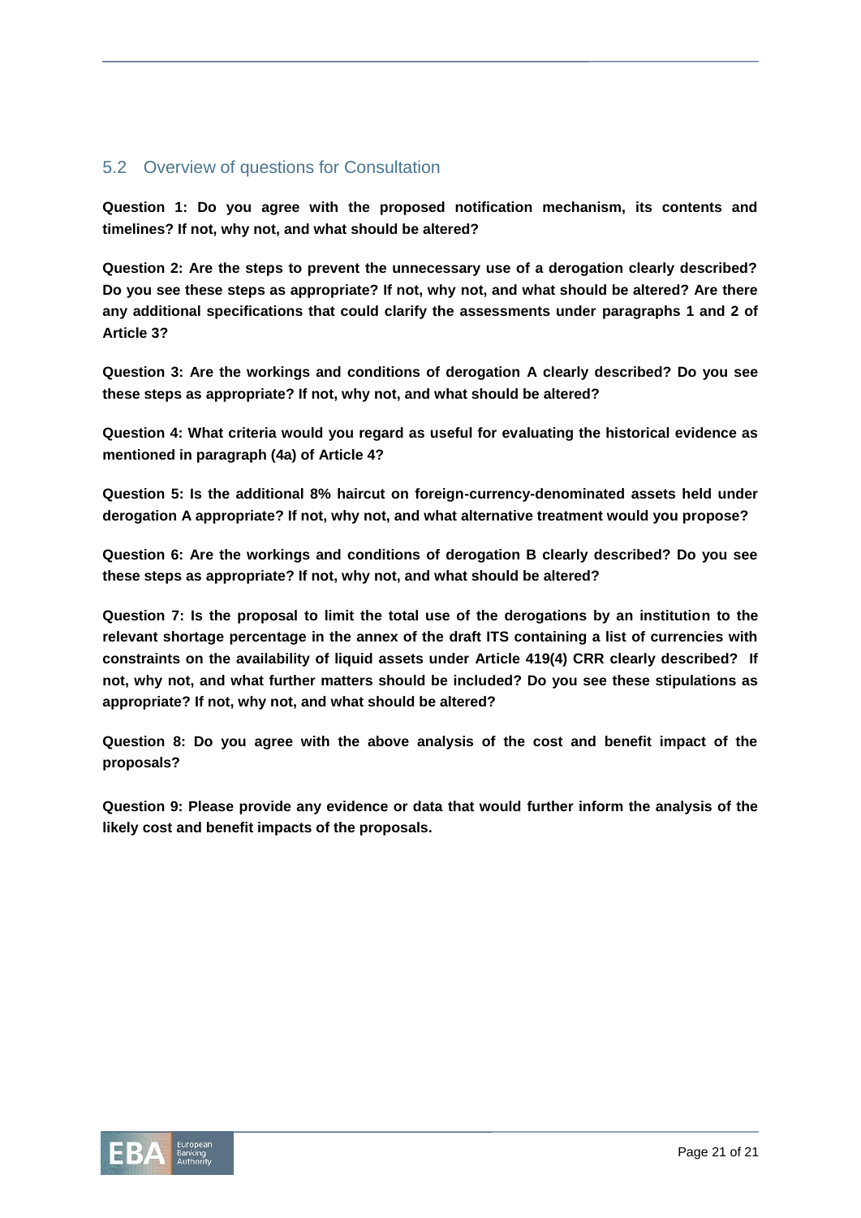## 5.2 Overview of questions for Consultation

**Question 1: Do you agree with the proposed notification mechanism, its contents and timelines? If not, why not, and what should be altered?**

**Question 2: Are the steps to prevent the unnecessary use of a derogation clearly described? Do you see these steps as appropriate? If not, why not, and what should be altered? Are there any additional specifications that could clarify the assessments under paragraphs 1 and 2 of Article 3?**

**Question 3: Are the workings and conditions of derogation A clearly described? Do you see these steps as appropriate? If not, why not, and what should be altered?**

**Question 4: What criteria would you regard as useful for evaluating the historical evidence as mentioned in paragraph (4a) of Article 4?**

**Question 5: Is the additional 8% haircut on foreign-currency-denominated assets held under derogation A appropriate? If not, why not, and what alternative treatment would you propose?**

**Question 6: Are the workings and conditions of derogation B clearly described? Do you see these steps as appropriate? If not, why not, and what should be altered?**

**Question 7: Is the proposal to limit the total use of the derogations by an institution to the relevant shortage percentage in the annex of the draft ITS containing a list of currencies with constraints on the availability of liquid assets under Article 419(4) CRR clearly described? If not, why not, and what further matters should be included? Do you see these stipulations as appropriate? If not, why not, and what should be altered?**

**Question 8: Do you agree with the above analysis of the cost and benefit impact of the proposals?**

**Question 9: Please provide any evidence or data that would further inform the analysis of the likely cost and benefit impacts of the proposals.**